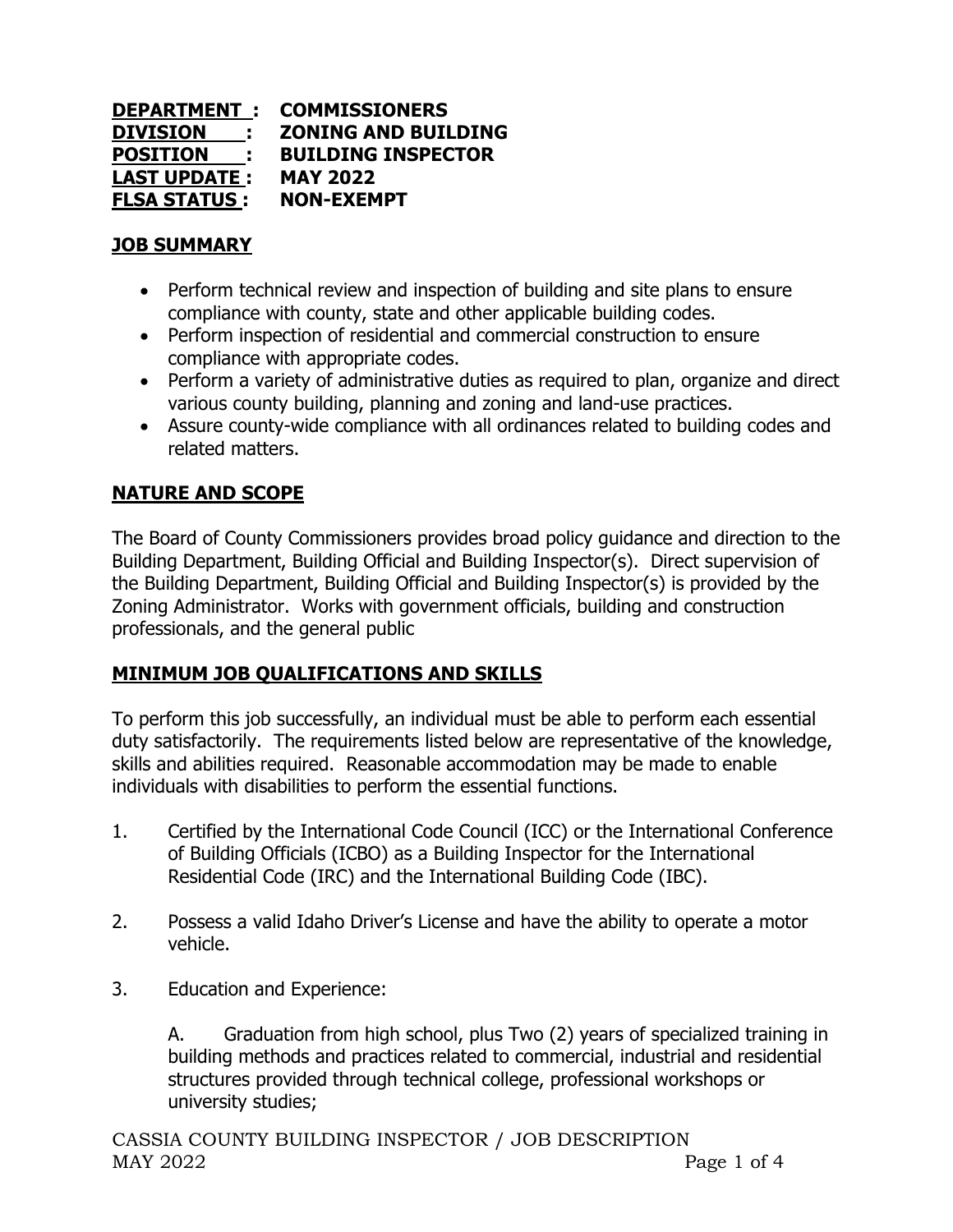**DEPARTMENT : COMMISSIONERS**
**DIVISION : ZONING AND BUILDING**
**POSITION : BUILDING INSPECTOR**
**LAST UPDATE : MAY 2022**
**FLSA STATUS : NON-EXEMPT**

## JOB SUMMARY

- Perform technical review and inspection of building and site plans to ensure compliance with county, state and other applicable building codes.
- Perform inspection of residential and commercial construction to ensure compliance with appropriate codes.
- Perform a variety of administrative duties as required to plan, organize and direct various county building, planning and zoning and land-use practices.
- Assure county-wide compliance with all ordinances related to building codes and related matters.

## NATURE AND SCOPE

The Board of County Commissioners provides broad policy guidance and direction to the Building Department, Building Official and Building Inspector(s). Direct supervision of the Building Department, Building Official and Building Inspector(s) is provided by the Zoning Administrator. Works with government officials, building and construction professionals, and the general public

## MINIMUM JOB QUALIFICATIONS AND SKILLS

To perform this job successfully, an individual must be able to perform each essential duty satisfactorily. The requirements listed below are representative of the knowledge, skills and abilities required. Reasonable accommodation may be made to enable individuals with disabilities to perform the essential functions.

1. Certified by the International Code Council (ICC) or the International Conference of Building Officials (ICBO) as a Building Inspector for the International Residential Code (IRC) and the International Building Code (IBC).

2. Possess a valid Idaho Driver's License and have the ability to operate a motor vehicle.

3. Education and Experience:

   A. Graduation from high school, plus Two (2) years of specialized training in building methods and practices related to commercial, industrial and residential structures provided through technical college, professional workshops or university studies;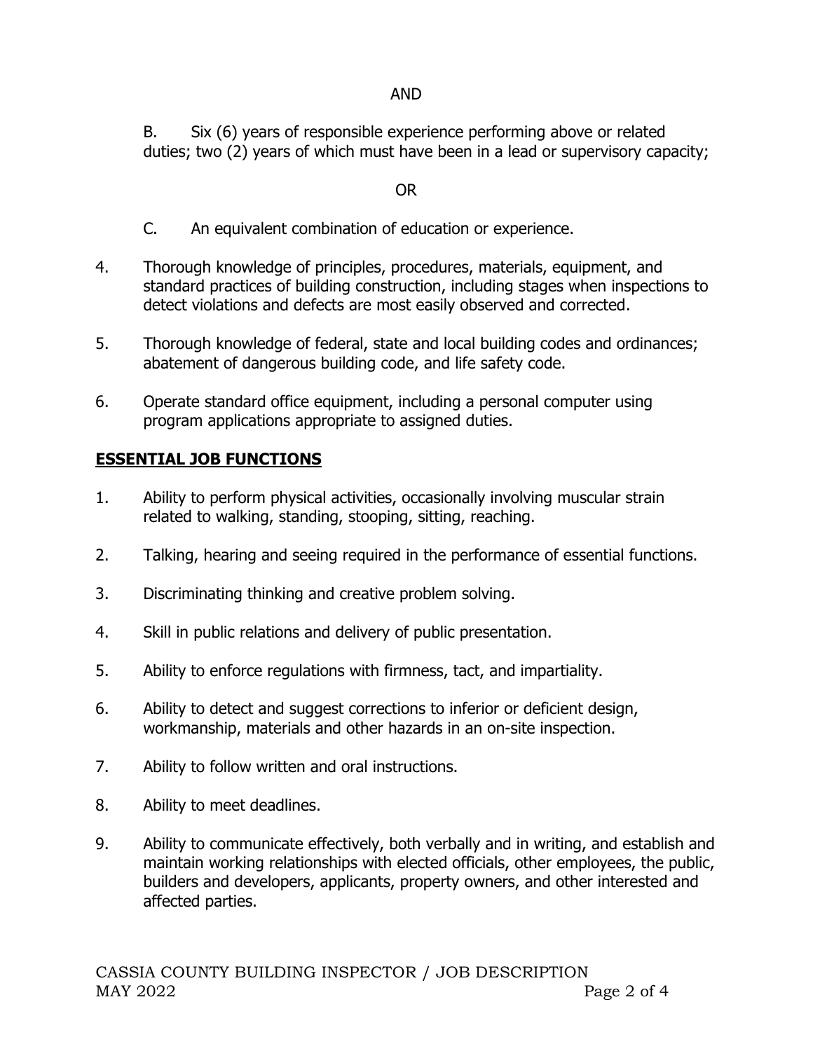AND

B. Six (6) years of responsible experience performing above or related duties; two (2) years of which must have been in a lead or supervisory capacity;

OR

C. An equivalent combination of education or experience.

4. Thorough knowledge of principles, procedures, materials, equipment, and standard practices of building construction, including stages when inspections to detect violations and defects are most easily observed and corrected.

5. Thorough knowledge of federal, state and local building codes and ordinances; abatement of dangerous building code, and life safety code.

6. Operate standard office equipment, including a personal computer using program applications appropriate to assigned duties.

## ESSENTIAL JOB FUNCTIONS

1. Ability to perform physical activities, occasionally involving muscular strain related to walking, standing, stooping, sitting, reaching.

2. Talking, hearing and seeing required in the performance of essential functions.

3. Discriminating thinking and creative problem solving.

4. Skill in public relations and delivery of public presentation.

5. Ability to enforce regulations with firmness, tact, and impartiality.

6. Ability to detect and suggest corrections to inferior or deficient design, workmanship, materials and other hazards in an on-site inspection.

7. Ability to follow written and oral instructions.

8. Ability to meet deadlines.

9. Ability to communicate effectively, both verbally and in writing, and establish and maintain working relationships with elected officials, other employees, the public, builders and developers, applicants, property owners, and other interested and affected parties.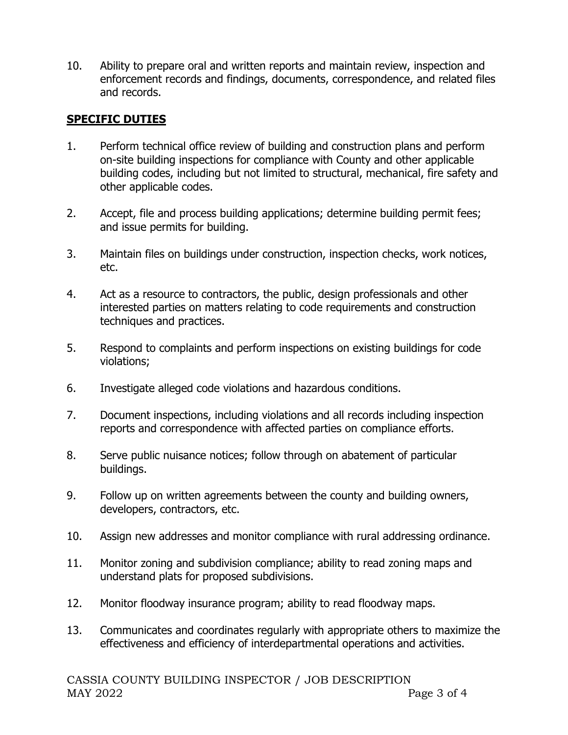10. Ability to prepare oral and written reports and maintain review, inspection and enforcement records and findings, documents, correspondence, and related files and records.

## SPECIFIC DUTIES

1. Perform technical office review of building and construction plans and perform on-site building inspections for compliance with County and other applicable building codes, including but not limited to structural, mechanical, fire safety and other applicable codes.
2. Accept, file and process building applications; determine building permit fees; and issue permits for building.
3. Maintain files on buildings under construction, inspection checks, work notices, etc.
4. Act as a resource to contractors, the public, design professionals and other interested parties on matters relating to code requirements and construction techniques and practices.
5. Respond to complaints and perform inspections on existing buildings for code violations;
6. Investigate alleged code violations and hazardous conditions.
7. Document inspections, including violations and all records including inspection reports and correspondence with affected parties on compliance efforts.
8. Serve public nuisance notices; follow through on abatement of particular buildings.
9. Follow up on written agreements between the county and building owners, developers, contractors, etc.
10. Assign new addresses and monitor compliance with rural addressing ordinance.
11. Monitor zoning and subdivision compliance; ability to read zoning maps and understand plats for proposed subdivisions.
12. Monitor floodway insurance program; ability to read floodway maps.
13. Communicates and coordinates regularly with appropriate others to maximize the effectiveness and efficiency of interdepartmental operations and activities.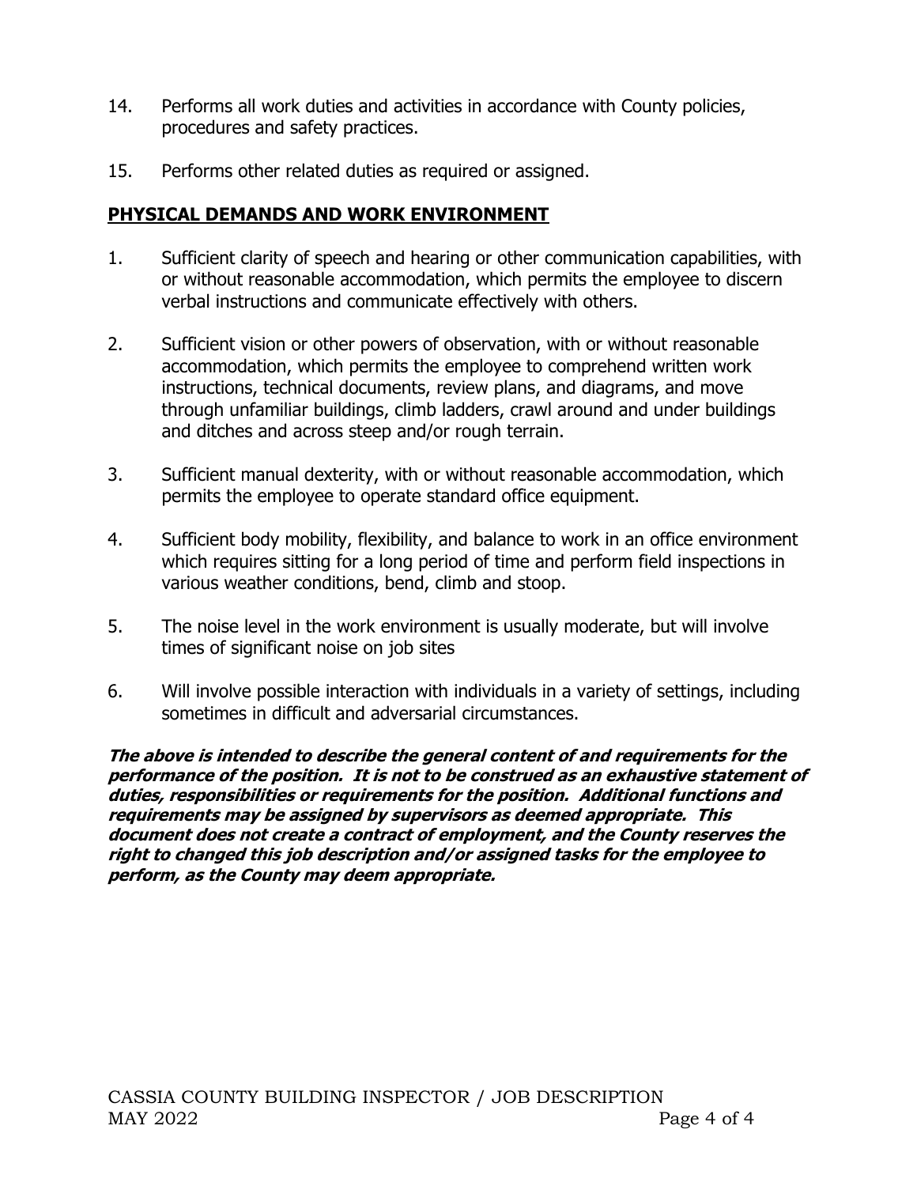14. Performs all work duties and activities in accordance with County policies, procedures and safety practices.

15. Performs other related duties as required or assigned.

## **PHYSICAL DEMANDS AND WORK ENVIRONMENT**

1. Sufficient clarity of speech and hearing or other communication capabilities, with or without reasonable accommodation, which permits the employee to discern verbal instructions and communicate effectively with others.

2. Sufficient vision or other powers of observation, with or without reasonable accommodation, which permits the employee to comprehend written work instructions, technical documents, review plans, and diagrams, and move through unfamiliar buildings, climb ladders, crawl around and under buildings and ditches and across steep and/or rough terrain.

3. Sufficient manual dexterity, with or without reasonable accommodation, which permits the employee to operate standard office equipment.

4. Sufficient body mobility, flexibility, and balance to work in an office environment which requires sitting for a long period of time and perform field inspections in various weather conditions, bend, climb and stoop.

5. The noise level in the work environment is usually moderate, but will involve times of significant noise on job sites

6. Will involve possible interaction with individuals in a variety of settings, including sometimes in difficult and adversarial circumstances.

***The above is intended to describe the general content of and requirements for the performance of the position. It is not to be construed as an exhaustive statement of duties, responsibilities or requirements for the position. Additional functions and requirements may be assigned by supervisors as deemed appropriate. This document does not create a contract of employment, and the County reserves the right to changed this job description and/or assigned tasks for the employee to perform, as the County may deem appropriate.***